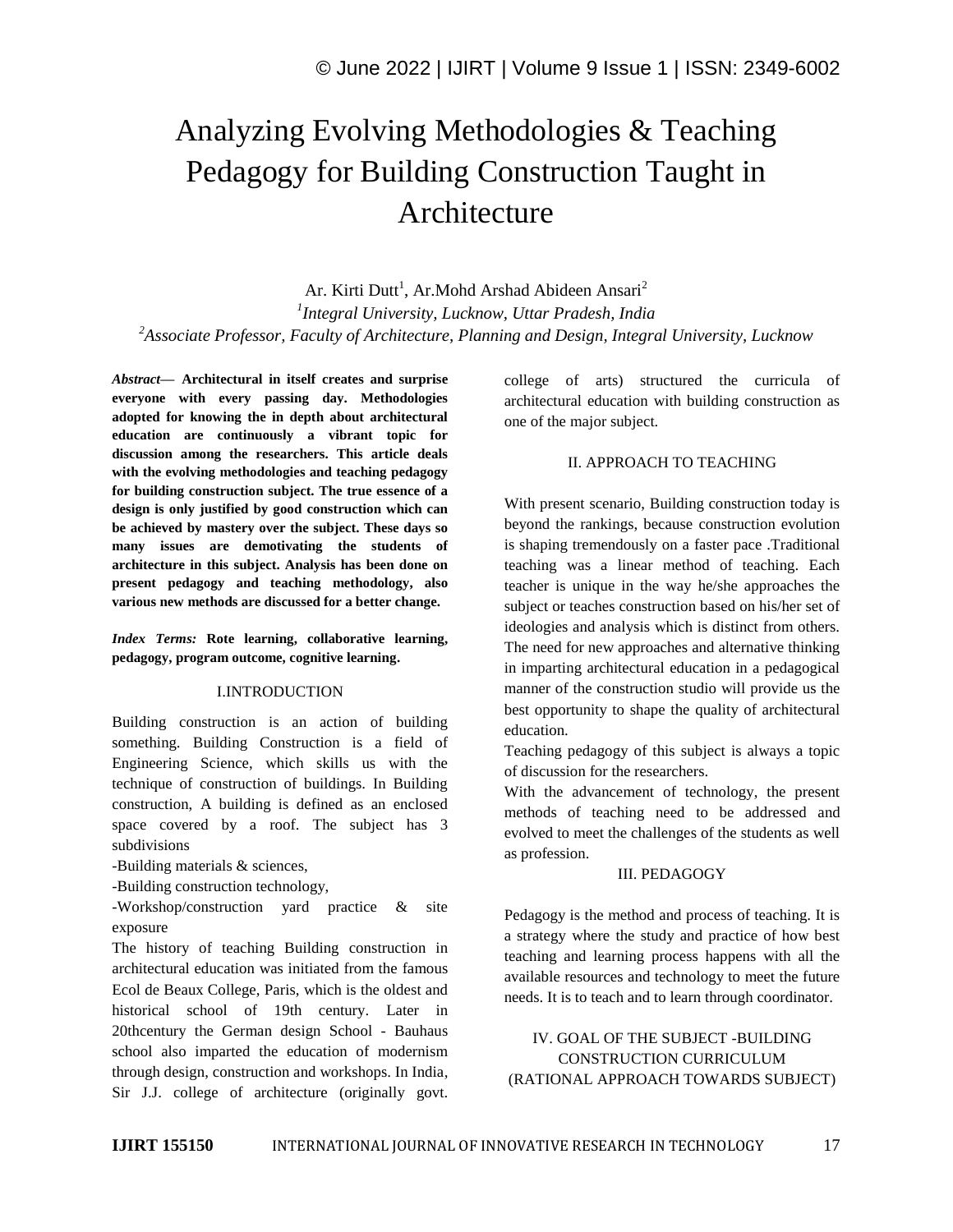# Analyzing Evolving Methodologies & Teaching Pedagogy for Building Construction Taught in Architecture

Ar. Kirti Dutt[1], Ar.Mohd Arshad Abideen Ansari[2]

[1]*Integral University, Lucknow, Uttar Pradesh, India*

[2]*Associate Professor, Faculty of Architecture, Planning and Design, Integral University, Lucknow*

***Abstract*— Architectural in itself creates and surprise everyone with every passing day. Methodologies adopted for knowing the in depth about architectural education are continuously a vibrant topic for discussion among the researchers. This article deals with the evolving methodologies and teaching pedagogy for building construction subject. The true essence of a design is only justified by good construction which can be achieved by mastery over the subject. These days so many issues are demotivating the students of architecture in this subject. Analysis has been done on present pedagogy and teaching methodology, also various new methods are discussed for a better change.**

***Index Terms:* Rote learning, collaborative learning, pedagogy, program outcome, cognitive learning.**

## I.INTRODUCTION

Building construction is an action of building something. Building Construction is a field of Engineering Science, which skills us with the technique of construction of buildings. In Building construction, A building is defined as an enclosed space covered by a roof. The subject has 3 subdivisions

-Building materials & sciences,

-Building construction technology,

-Workshop/construction yard practice & site exposure

The history of teaching Building construction in architectural education was initiated from the famous Ecol de Beaux College, Paris, which is the oldest and historical school of 19th century. Later in 20thcentury the German design School - Bauhaus school also imparted the education of modernism through design, construction and workshops. In India, Sir J.J. college of architecture (originally govt. college of arts) structured the curricula of architectural education with building construction as one of the major subject.

## II. APPROACH TO TEACHING

With present scenario, Building construction today is beyond the rankings, because construction evolution is shaping tremendously on a faster pace .Traditional teaching was a linear method of teaching. Each teacher is unique in the way he/she approaches the subject or teaches construction based on his/her set of ideologies and analysis which is distinct from others. The need for new approaches and alternative thinking in imparting architectural education in a pedagogical manner of the construction studio will provide us the best opportunity to shape the quality of architectural education.

Teaching pedagogy of this subject is always a topic of discussion for the researchers.

With the advancement of technology, the present methods of teaching need to be addressed and evolved to meet the challenges of the students as well as profession.

## III. PEDAGOGY

Pedagogy is the method and process of teaching. It is a strategy where the study and practice of how best teaching and learning process happens with all the available resources and technology to meet the future needs. It is to teach and to learn through coordinator.

## IV. GOAL OF THE SUBJECT -BUILDING CONSTRUCTION CURRICULUM (RATIONAL APPROACH TOWARDS SUBJECT)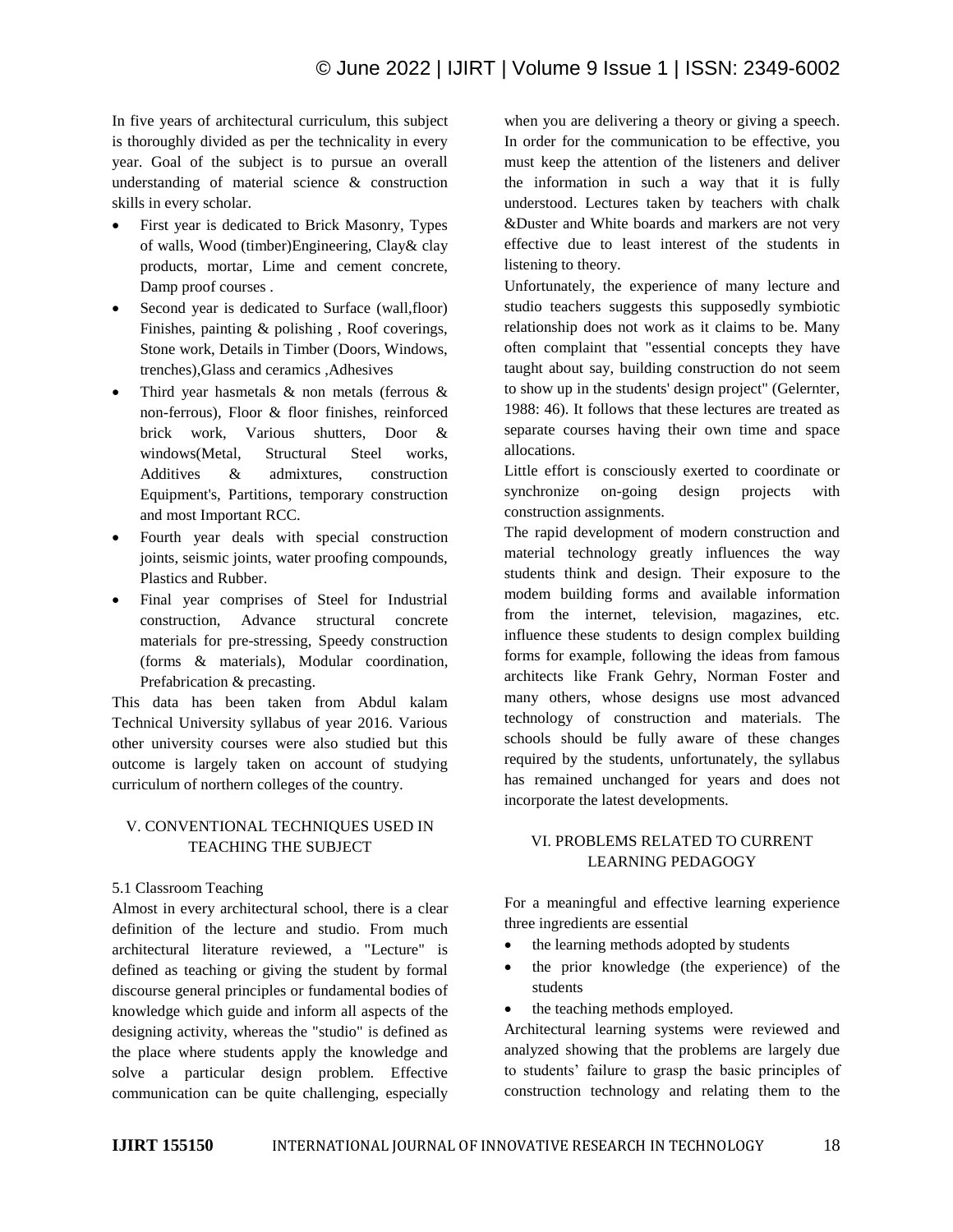In five years of architectural curriculum, this subject is thoroughly divided as per the technicality in every year. Goal of the subject is to pursue an overall understanding of material science & construction skills in every scholar.

- First year is dedicated to Brick Masonry, Types of walls, Wood (timber)Engineering, Clay& clay products, mortar, Lime and cement concrete, Damp proof courses .
- Second year is dedicated to Surface (wall,floor) Finishes, painting & polishing , Roof coverings, Stone work, Details in Timber (Doors, Windows, trenches),Glass and ceramics ,Adhesives
- Third year hasmetals & non metals (ferrous & non-ferrous), Floor & floor finishes, reinforced brick work, Various shutters, Door & windows(Metal, Structural Steel works, Additives & admixtures, construction Equipment's, Partitions, temporary construction and most Important RCC.
- Fourth year deals with special construction joints, seismic joints, water proofing compounds, Plastics and Rubber.
- Final year comprises of Steel for Industrial construction, Advance structural concrete materials for pre-stressing, Speedy construction (forms & materials), Modular coordination, Prefabrication & precasting.

This data has been taken from Abdul kalam Technical University syllabus of year 2016. Various other university courses were also studied but this outcome is largely taken on account of studying curriculum of northern colleges of the country.

## V. CONVENTIONAL TECHNIQUES USED IN TEACHING THE SUBJECT

### 5.1 Classroom Teaching

Almost in every architectural school, there is a clear definition of the lecture and studio. From much architectural literature reviewed, a "Lecture" is defined as teaching or giving the student by formal discourse general principles or fundamental bodies of knowledge which guide and inform all aspects of the designing activity, whereas the "studio" is defined as the place where students apply the knowledge and solve a particular design problem. Effective communication can be quite challenging, especially when you are delivering a theory or giving a speech. In order for the communication to be effective, you must keep the attention of the listeners and deliver the information in such a way that it is fully understood. Lectures taken by teachers with chalk &Duster and White boards and markers are not very effective due to least interest of the students in listening to theory.

Unfortunately, the experience of many lecture and studio teachers suggests this supposedly symbiotic relationship does not work as it claims to be. Many often complaint that "essential concepts they have taught about say, building construction do not seem to show up in the students' design project" (Gelernter, 1988: 46). It follows that these lectures are treated as separate courses having their own time and space allocations.

Little effort is consciously exerted to coordinate or synchronize on-going design projects with construction assignments.

The rapid development of modern construction and material technology greatly influences the way students think and design. Their exposure to the modem building forms and available information from the internet, television, magazines, etc. influence these students to design complex building forms for example, following the ideas from famous architects like Frank Gehry, Norman Foster and many others, whose designs use most advanced technology of construction and materials. The schools should be fully aware of these changes required by the students, unfortunately, the syllabus has remained unchanged for years and does not incorporate the latest developments.

## VI. PROBLEMS RELATED TO CURRENT LEARNING PEDAGOGY

For a meaningful and effective learning experience three ingredients are essential

- the learning methods adopted by students
- the prior knowledge (the experience) of the students
- the teaching methods employed.

Architectural learning systems were reviewed and analyzed showing that the problems are largely due to students' failure to grasp the basic principles of construction technology and relating them to the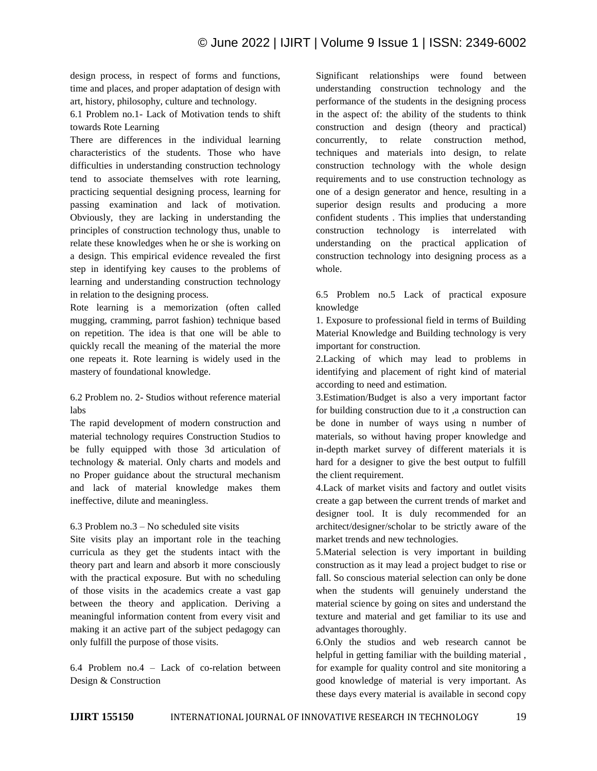design process, in respect of forms and functions, time and places, and proper adaptation of design with art, history, philosophy, culture and technology.

### 6.1 Problem no.1- Lack of Motivation tends to shift towards Rote Learning

There are differences in the individual learning characteristics of the students. Those who have difficulties in understanding construction technology tend to associate themselves with rote learning, practicing sequential designing process, learning for passing examination and lack of motivation. Obviously, they are lacking in understanding the principles of construction technology thus, unable to relate these knowledges when he or she is working on a design. This empirical evidence revealed the first step in identifying key causes to the problems of learning and understanding construction technology in relation to the designing process.

Rote learning is a memorization (often called mugging, cramming, parrot fashion) technique based on repetition. The idea is that one will be able to quickly recall the meaning of the material the more one repeats it. Rote learning is widely used in the mastery of foundational knowledge.

### 6.2 Problem no. 2- Studios without reference material labs

The rapid development of modern construction and material technology requires Construction Studios to be fully equipped with those 3d articulation of technology & material. Only charts and models and no Proper guidance about the structural mechanism and lack of material knowledge makes them ineffective, dilute and meaningless.

### 6.3 Problem no.3 – No scheduled site visits

Site visits play an important role in the teaching curricula as they get the students intact with the theory part and learn and absorb it more consciously with the practical exposure. But with no scheduling of those visits in the academics create a vast gap between the theory and application. Deriving a meaningful information content from every visit and making it an active part of the subject pedagogy can only fulfill the purpose of those visits.

### 6.4 Problem no.4 – Lack of co-relation between Design & Construction

Significant relationships were found between understanding construction technology and the performance of the students in the designing process in the aspect of: the ability of the students to think construction and design (theory and practical) concurrently, to relate construction method, techniques and materials into design, to relate construction technology with the whole design requirements and to use construction technology as one of a design generator and hence, resulting in a superior design results and producing a more confident students . This implies that understanding construction technology is interrelated with understanding on the practical application of construction technology into designing process as a whole.

### 6.5 Problem no.5 Lack of practical exposure knowledge

1. Exposure to professional field in terms of Building Material Knowledge and Building technology is very important for construction.
2. Lacking of which may lead to problems in identifying and placement of right kind of material according to need and estimation.
3. Estimation/Budget is also a very important factor for building construction due to it ,a construction can be done in number of ways using n number of materials, so without having proper knowledge and in-depth market survey of different materials it is hard for a designer to give the best output to fulfill the client requirement.
4. Lack of market visits and factory and outlet visits create a gap between the current trends of market and designer tool. It is duly recommended for an architect/designer/scholar to be strictly aware of the market trends and new technologies.
5. Material selection is very important in building construction as it may lead a project budget to rise or fall. So conscious material selection can only be done when the students will genuinely understand the material science by going on sites and understand the texture and material and get familiar to its use and advantages thoroughly.
6. Only the studios and web research cannot be helpful in getting familiar with the building material , for example for quality control and site monitoring a good knowledge of material is very important. As these days every material is available in second copy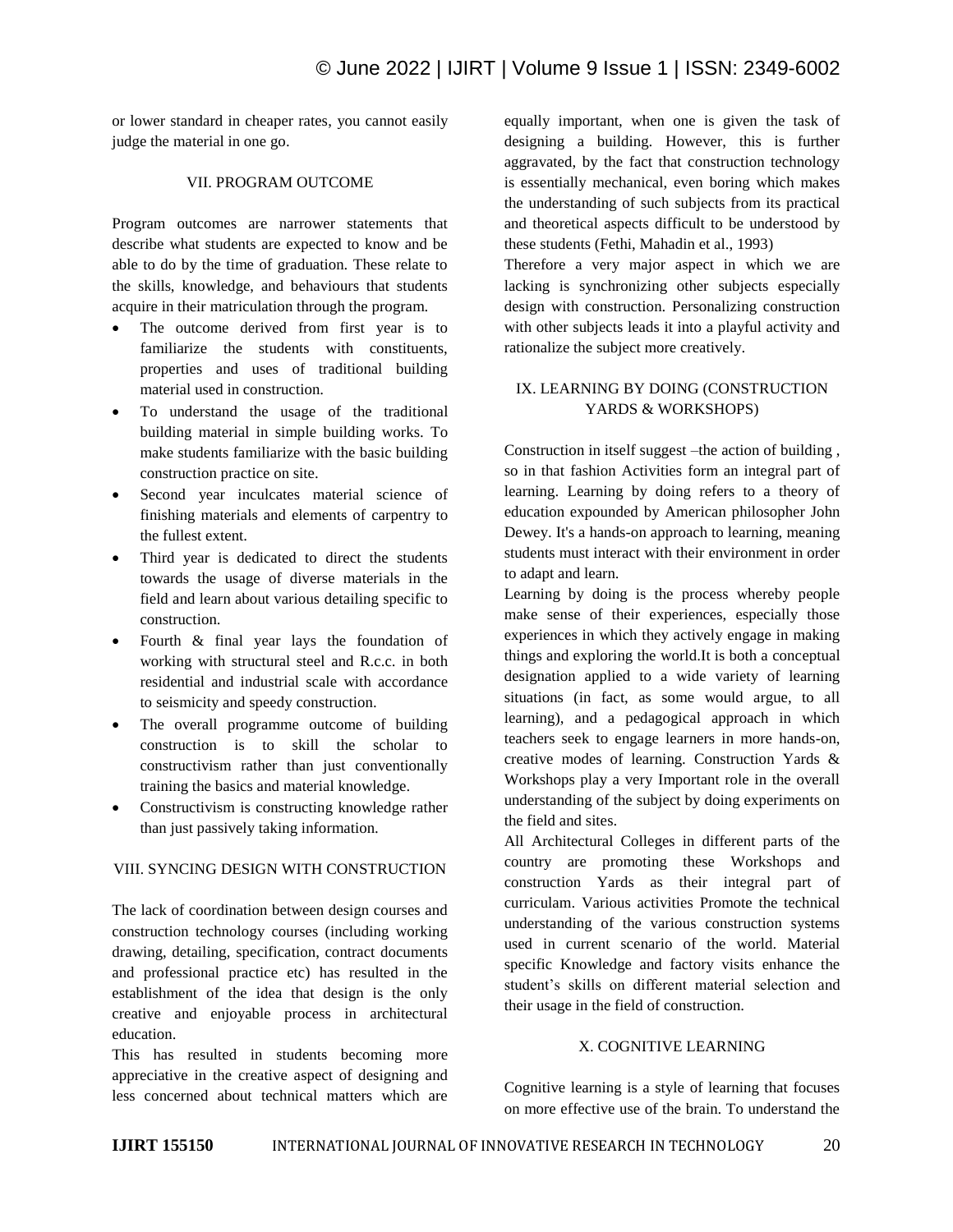or lower standard in cheaper rates, you cannot easily judge the material in one go.

## VII. PROGRAM OUTCOME

Program outcomes are narrower statements that describe what students are expected to know and be able to do by the time of graduation. These relate to the skills, knowledge, and behaviours that students acquire in their matriculation through the program.

- The outcome derived from first year is to familiarize the students with constituents, properties and uses of traditional building material used in construction.
- To understand the usage of the traditional building material in simple building works. To make students familiarize with the basic building construction practice on site.
- Second year inculcates material science of finishing materials and elements of carpentry to the fullest extent.
- Third year is dedicated to direct the students towards the usage of diverse materials in the field and learn about various detailing specific to construction.
- Fourth & final year lays the foundation of working with structural steel and R.c.c. in both residential and industrial scale with accordance to seismicity and speedy construction.
- The overall programme outcome of building construction is to skill the scholar to constructivism rather than just conventionally training the basics and material knowledge.
- Constructivism is constructing knowledge rather than just passively taking information.

## VIII. SYNCING DESIGN WITH CONSTRUCTION

The lack of coordination between design courses and construction technology courses (including working drawing, detailing, specification, contract documents and professional practice etc) has resulted in the establishment of the idea that design is the only creative and enjoyable process in architectural education.

This has resulted in students becoming more appreciative in the creative aspect of designing and less concerned about technical matters which are equally important, when one is given the task of designing a building. However, this is further aggravated, by the fact that construction technology is essentially mechanical, even boring which makes the understanding of such subjects from its practical and theoretical aspects difficult to be understood by these students (Fethi, Mahadin et al., 1993)

Therefore a very major aspect in which we are lacking is synchronizing other subjects especially design with construction. Personalizing construction with other subjects leads it into a playful activity and rationalize the subject more creatively.

## IX. LEARNING BY DOING (CONSTRUCTION YARDS & WORKSHOPS)

Construction in itself suggest –the action of building , so in that fashion Activities form an integral part of learning. Learning by doing refers to a theory of education expounded by American philosopher John Dewey. It's a hands-on approach to learning, meaning students must interact with their environment in order to adapt and learn.

Learning by doing is the process whereby people make sense of their experiences, especially those experiences in which they actively engage in making things and exploring the world.It is both a conceptual designation applied to a wide variety of learning situations (in fact, as some would argue, to all learning), and a pedagogical approach in which teachers seek to engage learners in more hands-on, creative modes of learning. Construction Yards & Workshops play a very Important role in the overall understanding of the subject by doing experiments on the field and sites.

All Architectural Colleges in different parts of the country are promoting these Workshops and construction Yards as their integral part of curriculam. Various activities Promote the technical understanding of the various construction systems used in current scenario of the world. Material specific Knowledge and factory visits enhance the student's skills on different material selection and their usage in the field of construction.

## X. COGNITIVE LEARNING

Cognitive learning is a style of learning that focuses on more effective use of the brain. To understand the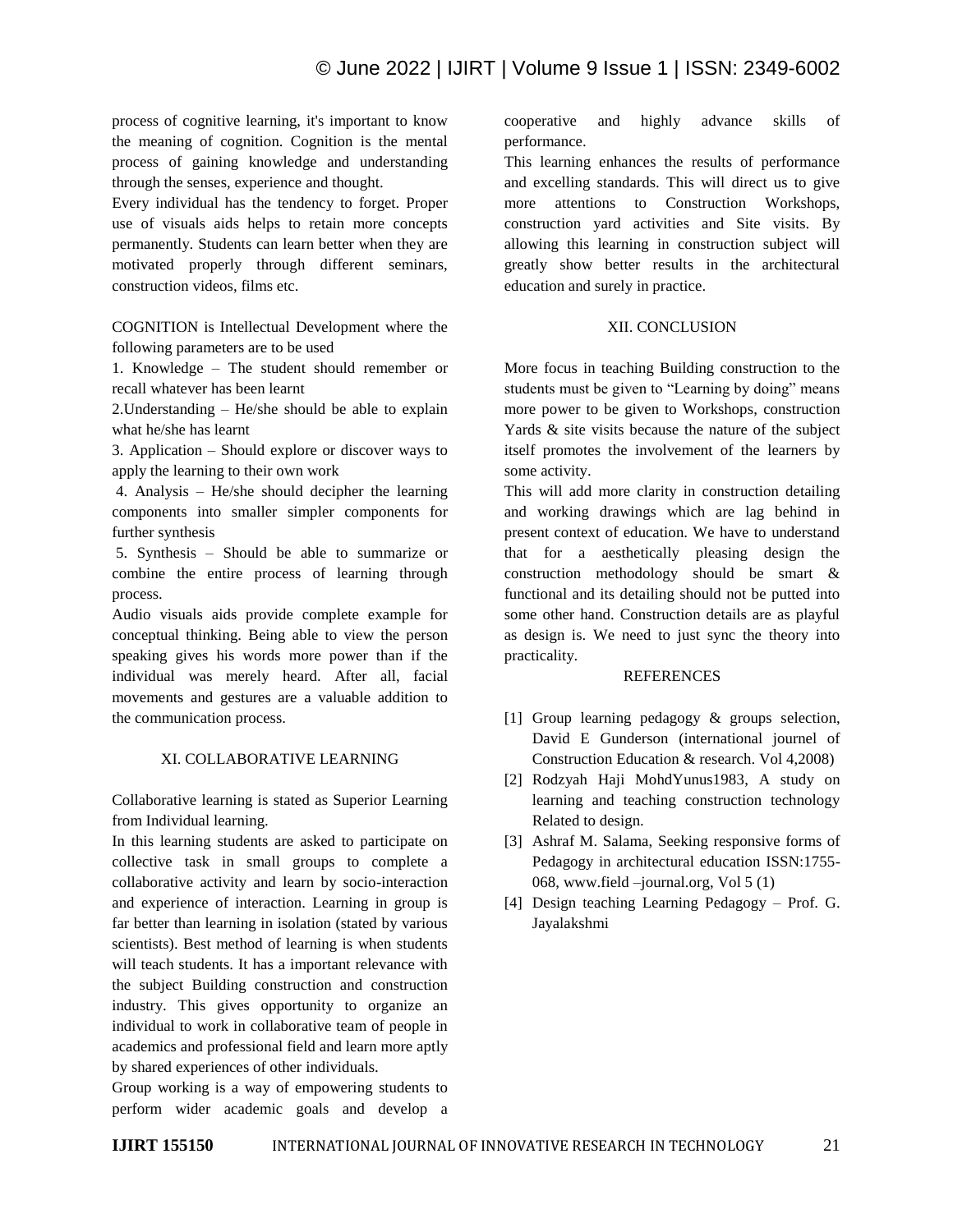process of cognitive learning, it's important to know the meaning of cognition. Cognition is the mental process of gaining knowledge and understanding through the senses, experience and thought.

Every individual has the tendency to forget. Proper use of visuals aids helps to retain more concepts permanently. Students can learn better when they are motivated properly through different seminars, construction videos, films etc.

COGNITION is Intellectual Development where the following parameters are to be used

1. Knowledge – The student should remember or recall whatever has been learnt
2. Understanding – He/she should be able to explain what he/she has learnt
3. Application – Should explore or discover ways to apply the learning to their own work
4. Analysis – He/she should decipher the learning components into smaller simpler components for further synthesis
5. Synthesis – Should be able to summarize or combine the entire process of learning through process.

Audio visuals aids provide complete example for conceptual thinking. Being able to view the person speaking gives his words more power than if the individual was merely heard. After all, facial movements and gestures are a valuable addition to the communication process.

## XI. COLLABORATIVE LEARNING

Collaborative learning is stated as Superior Learning from Individual learning.

In this learning students are asked to participate on collective task in small groups to complete a collaborative activity and learn by socio-interaction and experience of interaction. Learning in group is far better than learning in isolation (stated by various scientists). Best method of learning is when students will teach students. It has a important relevance with the subject Building construction and construction industry. This gives opportunity to organize an individual to work in collaborative team of people in academics and professional field and learn more aptly by shared experiences of other individuals.

Group working is a way of empowering students to perform wider academic goals and develop a cooperative and highly advance skills of performance.

This learning enhances the results of performance and excelling standards. This will direct us to give more attentions to Construction Workshops, construction yard activities and Site visits. By allowing this learning in construction subject will greatly show better results in the architectural education and surely in practice.

## XII. CONCLUSION

More focus in teaching Building construction to the students must be given to "Learning by doing" means more power to be given to Workshops, construction Yards & site visits because the nature of the subject itself promotes the involvement of the learners by some activity.

This will add more clarity in construction detailing and working drawings which are lag behind in present context of education. We have to understand that for a aesthetically pleasing design the construction methodology should be smart & functional and its detailing should not be putted into some other hand. Construction details are as playful as design is. We need to just sync the theory into practicality.

## REFERENCES

[1] Group learning pedagogy & groups selection, David E Gunderson (international journel of Construction Education & research. Vol 4,2008)

[2] Rodzyah Haji MohdYunus1983, A study on learning and teaching construction technology Related to design.

[3] Ashraf M. Salama, Seeking responsive forms of Pedagogy in architectural education ISSN:1755-068, www.field –journal.org, Vol 5 (1)

[4] Design teaching Learning Pedagogy – Prof. G. Jayalakshmi